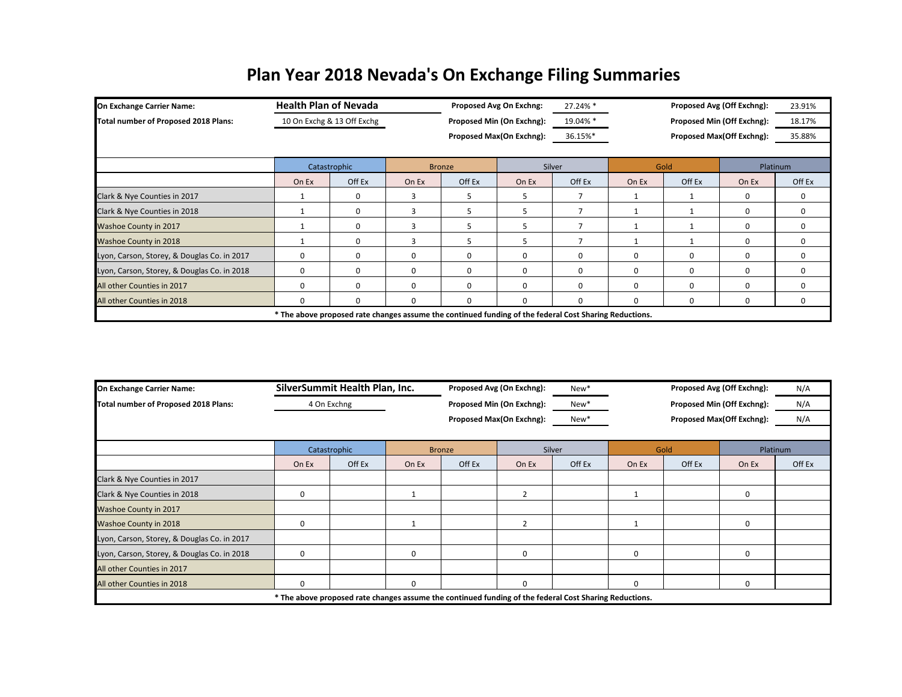# Plan Year 2018 Nevada's On Exchange Filing Summaries

| On Exchange Carrier Name: | Health Plan of Nevada | | Proposed Avg On Exchng: | | 27.24% * | | Proposed Avg (Off Exchng): | | 23.91% |
|---|---|---|---|---|---|---|---|---|---|
| Total number of Proposed 2018 Plans: | 10 On Exchg & 13 Off Exchg | | Proposed Min (On Exchng): | | 19.04% * | | Proposed Min (Off Exchng): | | 18.17% |
| | | | Proposed Max(On Exchng): | | 36.15%* | | Proposed Max(Off Exchng): | | 35.88% |
| | Catastrophic | | Bronze | | Silver | | Gold | | Platinum |
| | On Ex | Off Ex | On Ex | Off Ex | On Ex | Off Ex | On Ex | Off Ex | On Ex | Off Ex |
| Clark & Nye Counties in 2017 | 1 | 0 | 3 | 5 | 5 | 7 | 1 | 1 | 0 | 0 |
| Clark & Nye Counties in 2018 | 1 | 0 | 3 | 5 | 5 | 7 | 1 | 1 | 0 | 0 |
| Washoe County in 2017 | 1 | 0 | 3 | 5 | 5 | 7 | 1 | 1 | 0 | 0 |
| Washoe County in 2018 | 1 | 0 | 3 | 5 | 5 | 7 | 1 | 1 | 0 | 0 |
| Lyon, Carson, Storey, & Douglas Co. in 2017 | 0 | 0 | 0 | 0 | 0 | 0 | 0 | 0 | 0 | 0 |
| Lyon, Carson, Storey, & Douglas Co. in 2018 | 0 | 0 | 0 | 0 | 0 | 0 | 0 | 0 | 0 | 0 |
| All other Counties in 2017 | 0 | 0 | 0 | 0 | 0 | 0 | 0 | 0 | 0 | 0 |
| All other Counties in 2018 | 0 | 0 | 0 | 0 | 0 | 0 | 0 | 0 | 0 | 0 |

**\* The above proposed rate changes assume the continued funding of the federal Cost Sharing Reductions.**

| On Exchange Carrier Name: | SilverSummit Health Plan, Inc. | | Proposed Avg (On Exchng): | | New* | | Proposed Avg (Off Exchng): | | N/A |
|---|---|---|---|---|---|---|---|---|---|
| Total number of Proposed 2018 Plans: | 4 On Exchng | | Proposed Min (On Exchng): | | New* | | Proposed Min (Off Exchng): | | N/A |
| | | | Proposed Max(On Exchng): | | New* | | Proposed Max(Off Exchng): | | N/A |
| | Catastrophic | | Bronze | | Silver | | Gold | | Platinum |
| | On Ex | Off Ex | On Ex | Off Ex | On Ex | Off Ex | On Ex | Off Ex | On Ex | Off Ex |
| Clark & Nye Counties in 2017 | | | | | | | | | | |
| Clark & Nye Counties in 2018 | 0 | | 1 | | 2 | | 1 | | 0 | |
| Washoe County in 2017 | | | | | | | | | | |
| Washoe County in 2018 | 0 | | 1 | | 2 | | 1 | | 0 | |
| Lyon, Carson, Storey, & Douglas Co. in 2017 | | | | | | | | | | |
| Lyon, Carson, Storey, & Douglas Co. in 2018 | 0 | | 0 | | 0 | | 0 | | 0 | |
| All other Counties in 2017 | | | | | | | | | | |
| All other Counties in 2018 | 0 | | 0 | | 0 | | 0 | | 0 | |

**\* The above proposed rate changes assume the continued funding of the federal Cost Sharing Reductions.**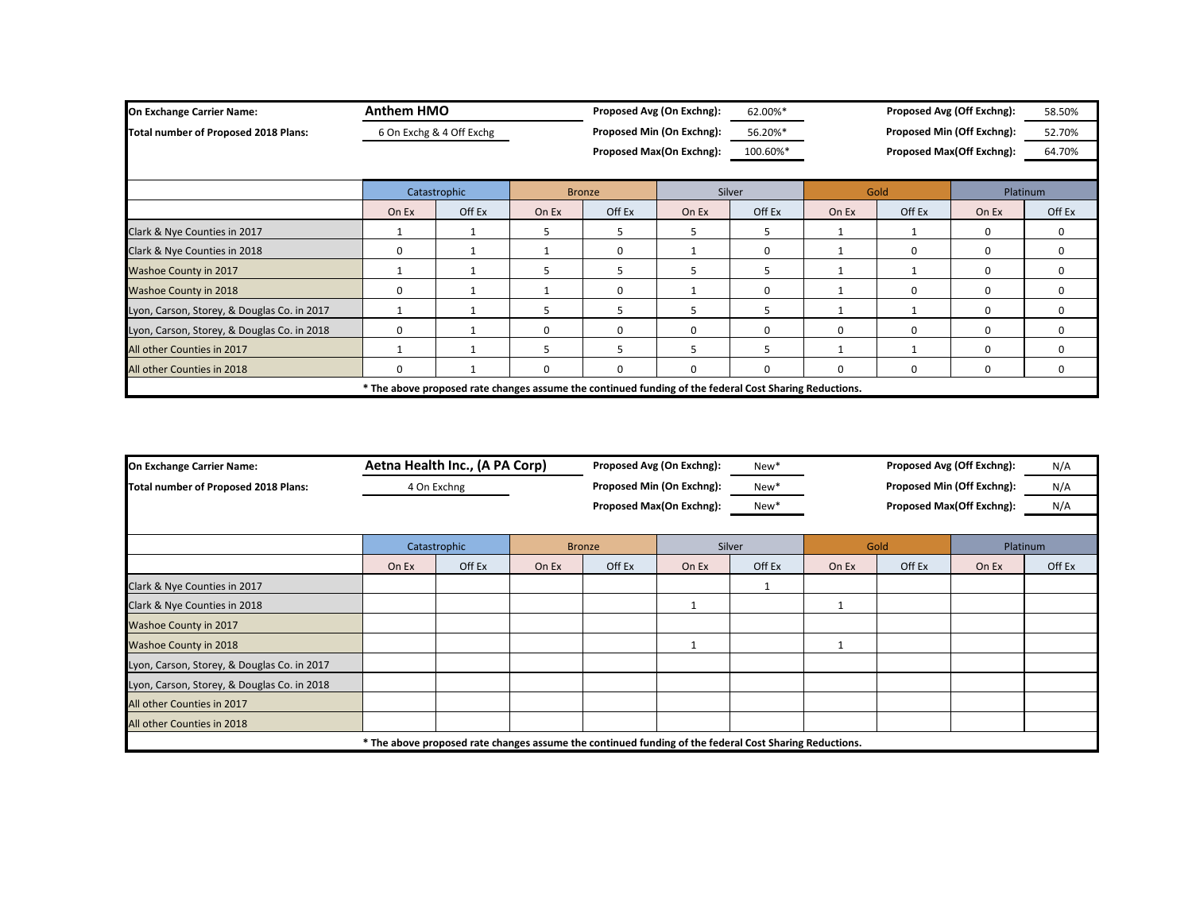| On Exchange Carrier Name: | Anthem HMO | | | Proposed Avg (On Exchng): | 62.00%* | | | Proposed Avg (Off Exchng): | 58.50% |
|---|---|---|---|---|---|---|---|---|---|
| Total number of Proposed 2018 Plans: | 6 On Exchg & 4 Off Exchg | | | Proposed Min (On Exchng): | 56.20%* | | | Proposed Min (Off Exchng): | 52.70% |
| | | | | Proposed Max(On Exchng): | 100.60%* | | | Proposed Max(Off Exchng): | 64.70% |

| | Catastrophic | | Bronze | | Silver | | Gold | | Platinum | |
|---|---|---|---|---|---|---|---|---|---|---|
| | On Ex | Off Ex | On Ex | Off Ex | On Ex | Off Ex | On Ex | Off Ex | On Ex | Off Ex |
| Clark & Nye Counties in 2017 | 1 | 1 | 5 | 5 | 5 | 5 | 1 | 1 | 0 | 0 |
| Clark & Nye Counties in 2018 | 0 | 1 | 1 | 0 | 1 | 0 | 1 | 0 | 0 | 0 |
| Washoe County in 2017 | 1 | 1 | 5 | 5 | 5 | 5 | 1 | 1 | 0 | 0 |
| Washoe County in 2018 | 0 | 1 | 1 | 0 | 1 | 0 | 1 | 0 | 0 | 0 |
| Lyon, Carson, Storey, & Douglas Co. in 2017 | 1 | 1 | 5 | 5 | 5 | 5 | 1 | 1 | 0 | 0 |
| Lyon, Carson, Storey, & Douglas Co. in 2018 | 0 | 1 | 0 | 0 | 0 | 0 | 0 | 0 | 0 | 0 |
| All other Counties in 2017 | 1 | 1 | 5 | 5 | 5 | 5 | 1 | 1 | 0 | 0 |
| All other Counties in 2018 | 0 | 1 | 0 | 0 | 0 | 0 | 0 | 0 | 0 | 0 |

* The above proposed rate changes assume the continued funding of the federal Cost Sharing Reductions.

| On Exchange Carrier Name: | Aetna Health Inc., (A PA Corp) | | | Proposed Avg (On Exchng): | New* | | | Proposed Avg (Off Exchng): | N/A |
|---|---|---|---|---|---|---|---|---|---|
| Total number of Proposed 2018 Plans: | 4 On Exchng | | | Proposed Min (On Exchng): | New* | | | Proposed Min (Off Exchng): | N/A |
| | | | | Proposed Max(On Exchng): | New* | | | Proposed Max(Off Exchng): | N/A |

| | Catastrophic | | Bronze | | Silver | | Gold | | Platinum | |
|---|---|---|---|---|---|---|---|---|---|---|
| | On Ex | Off Ex | On Ex | Off Ex | On Ex | Off Ex | On Ex | Off Ex | On Ex | Off Ex |
| Clark & Nye Counties in 2017 | | | | | | 1 | | | | |
| Clark & Nye Counties in 2018 | | | | | 1 | | 1 | | | |
| Washoe County in 2017 | | | | | | | | | | |
| Washoe County in 2018 | | | | | 1 | | 1 | | | |
| Lyon, Carson, Storey, & Douglas Co. in 2017 | | | | | | | | | | |
| Lyon, Carson, Storey, & Douglas Co. in 2018 | | | | | | | | | | |
| All other Counties in 2017 | | | | | | | | | | |
| All other Counties in 2018 | | | | | | | | | | |

* The above proposed rate changes assume the continued funding of the federal Cost Sharing Reductions.